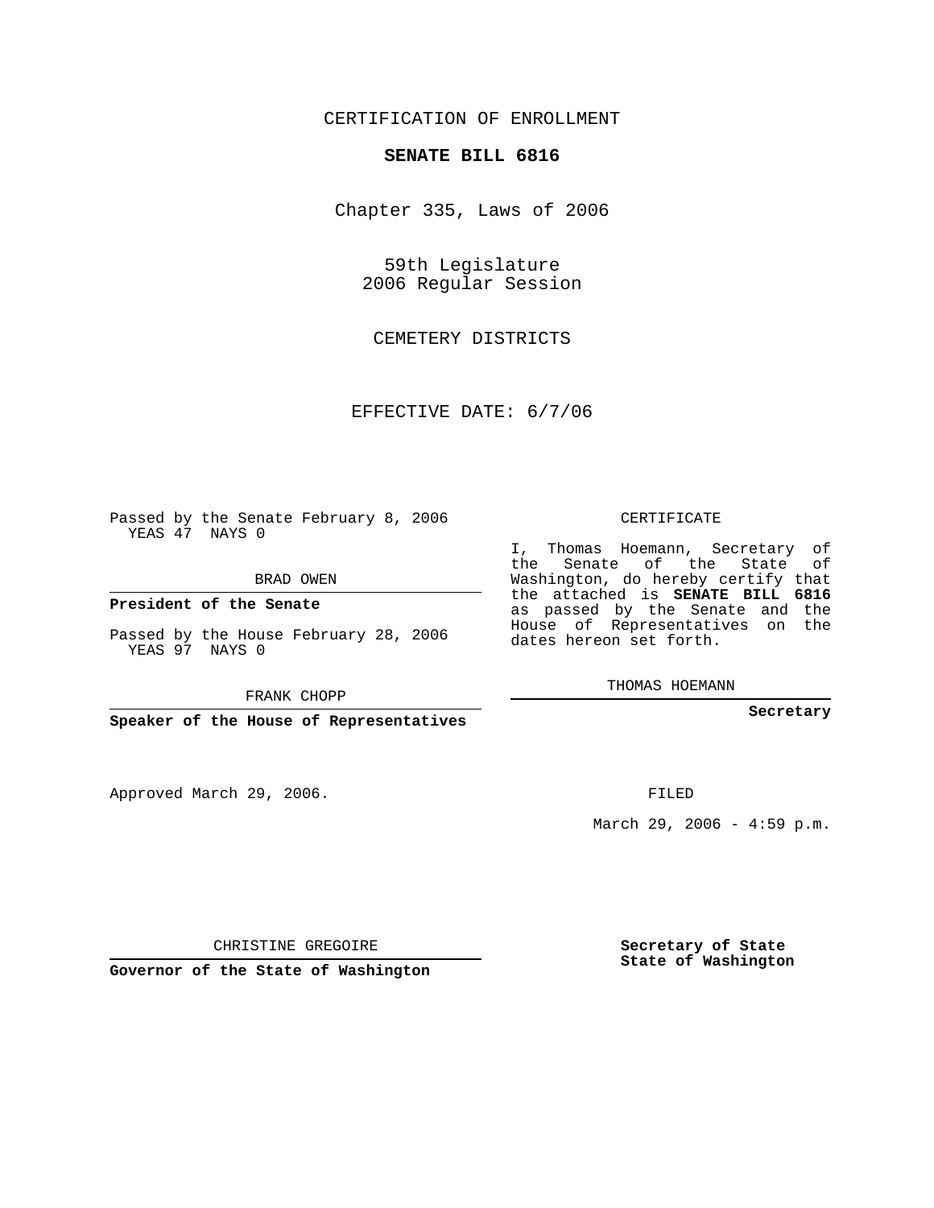CERTIFICATION OF ENROLLMENT

**SENATE BILL 6816**

Chapter 335, Laws of 2006

59th Legislature
2006 Regular Session

CEMETERY DISTRICTS

EFFECTIVE DATE: 6/7/06

Passed by the Senate February 8, 2006
YEAS 47 NAYS 0

BRAD OWEN

**President of the Senate**

Passed by the House February 28, 2006
YEAS 97 NAYS 0

FRANK CHOPP

**Speaker of the House of Representatives**

CERTIFICATE

I, Thomas Hoemann, Secretary of the Senate of the State of Washington, do hereby certify that the attached is **SENATE BILL 6816** as passed by the Senate and the House of Representatives on the dates hereon set forth.

THOMAS HOEMANN

**Secretary**

Approved March 29, 2006.

FILED

March 29, 2006 - 4:59 p.m.

CHRISTINE GREGOIRE

**Governor of the State of Washington**

**Secretary of State**
**State of Washington**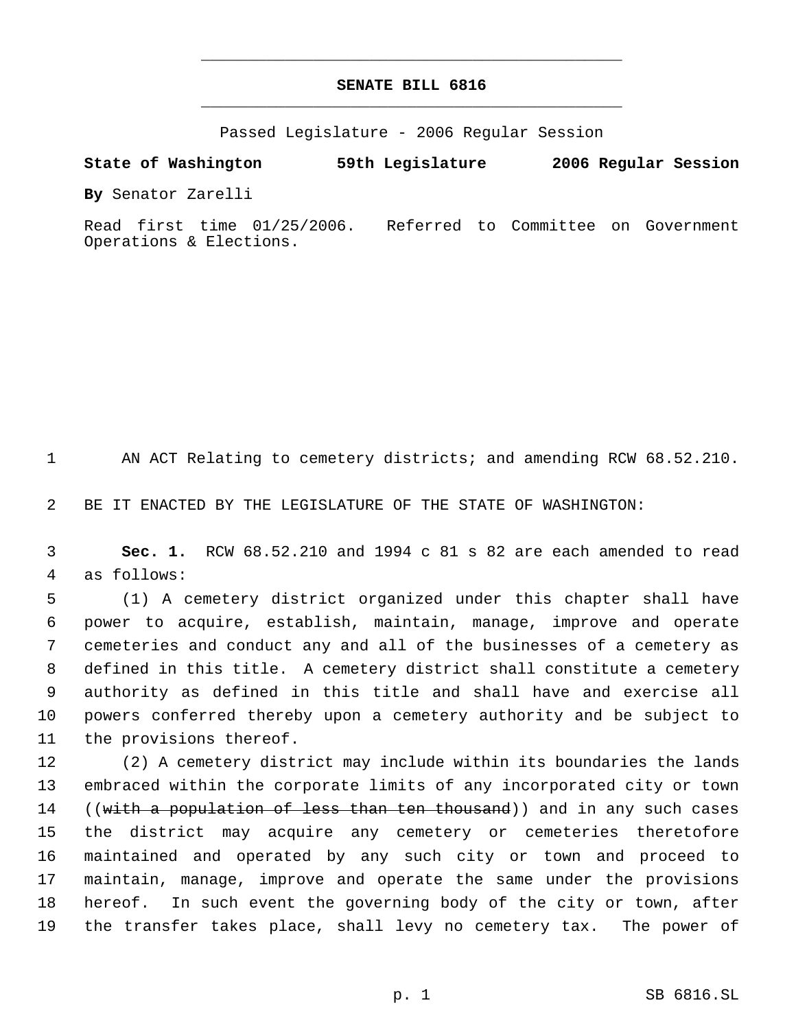# SENATE BILL 6816

Passed Legislature - 2006 Regular Session

**State of Washington 59th Legislature 2006 Regular Session**

**By** Senator Zarelli

Read first time 01/25/2006. Referred to Committee on Government Operations & Elections.

1 AN ACT Relating to cemetery districts; and amending RCW 68.52.210.

2 BE IT ENACTED BY THE LEGISLATURE OF THE STATE OF WASHINGTON:

3 **Sec. 1.** RCW 68.52.210 and 1994 c 81 s 82 are each amended to read
4 as follows:

5 (1) A cemetery district organized under this chapter shall have
6 power to acquire, establish, maintain, manage, improve and operate
7 cemeteries and conduct any and all of the businesses of a cemetery as
8 defined in this title. A cemetery district shall constitute a cemetery
9 authority as defined in this title and shall have and exercise all
10 powers conferred thereby upon a cemetery authority and be subject to
11 the provisions thereof.

12 (2) A cemetery district may include within its boundaries the lands
13 embraced within the corporate limits of any incorporated city or town
14 ((~~with a population of less than ten thousand~~)) and in any such cases
15 the district may acquire any cemetery or cemeteries theretofore
16 maintained and operated by any such city or town and proceed to
17 maintain, manage, improve and operate the same under the provisions
18 hereof. In such event the governing body of the city or town, after
19 the transfer takes place, shall levy no cemetery tax. The power of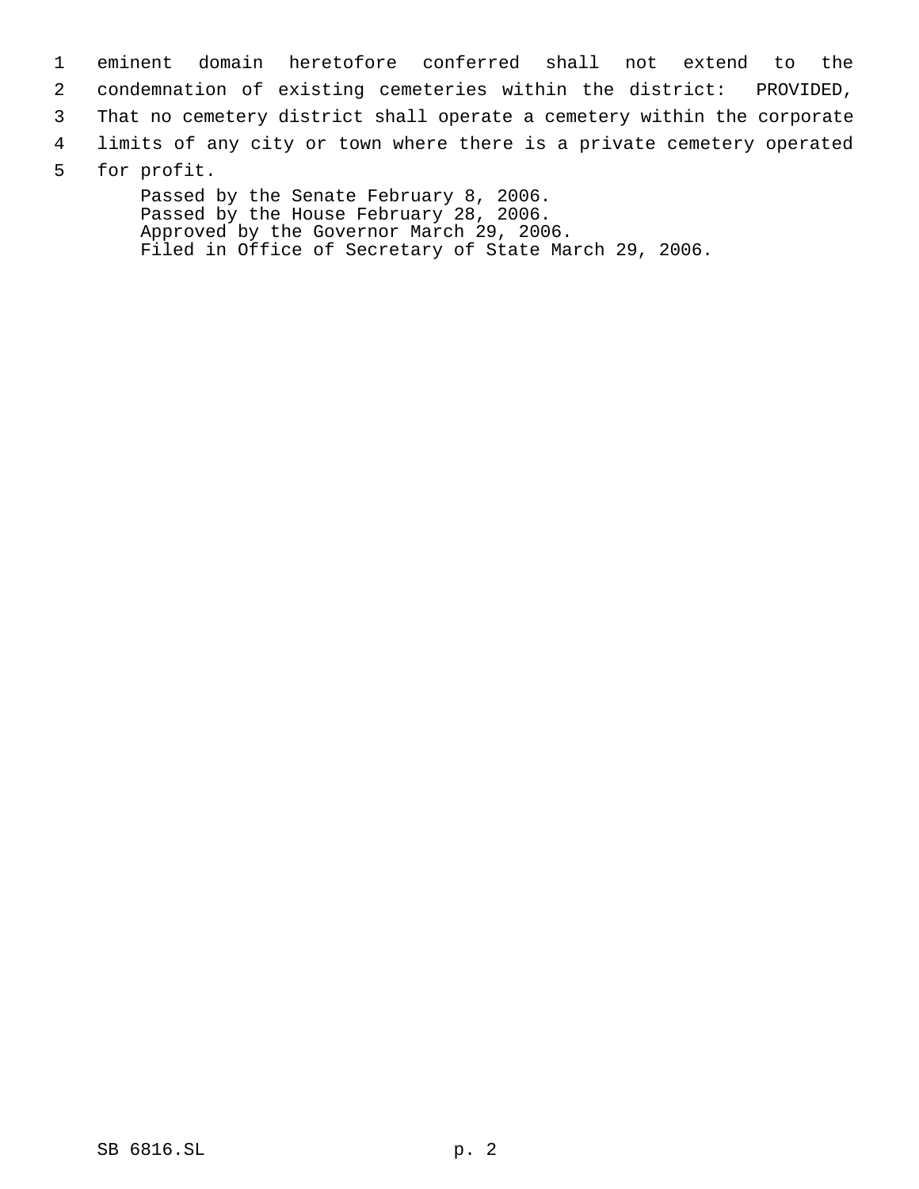eminent domain heretofore conferred shall not extend to the condemnation of existing cemeteries within the district: PROVIDED, That no cemetery district shall operate a cemetery within the corporate limits of any city or town where there is a private cemetery operated for profit.

Passed by the Senate February 8, 2006.
Passed by the House February 28, 2006.
Approved by the Governor March 29, 2006.
Filed in Office of Secretary of State March 29, 2006.